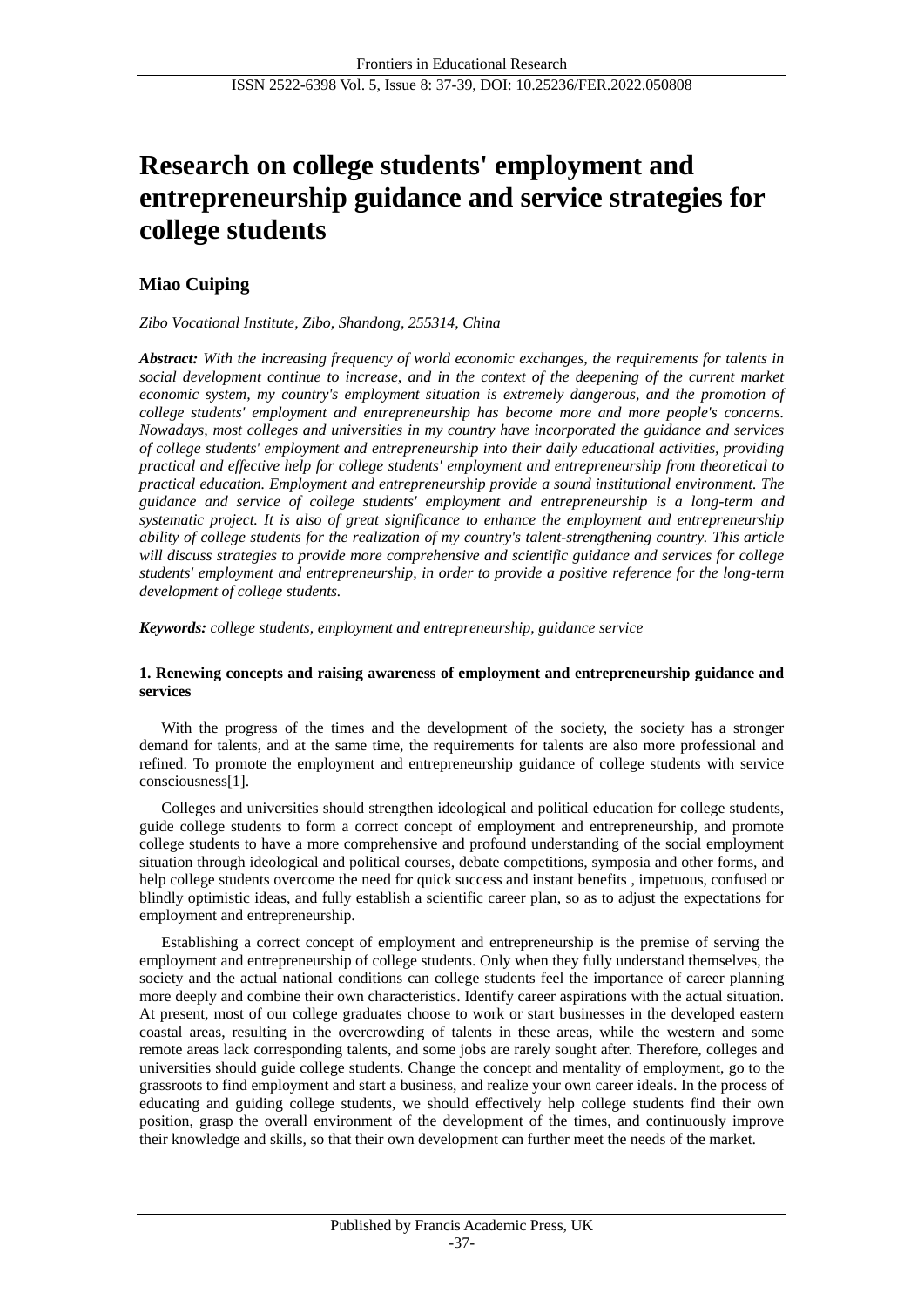# Research on college students' employment and entrepreneurship guidance and service strategies for college students

**Miao Cuiping**

*Zibo Vocational Institute, Zibo, Shandong, 255314, China*

***Abstract:*** *With the increasing frequency of world economic exchanges, the requirements for talents in social development continue to increase, and in the context of the deepening of the current market economic system, my country's employment situation is extremely dangerous, and the promotion of college students' employment and entrepreneurship has become more and more people's concerns. Nowadays, most colleges and universities in my country have incorporated the guidance and services of college students' employment and entrepreneurship into their daily educational activities, providing practical and effective help for college students' employment and entrepreneurship from theoretical to practical education. Employment and entrepreneurship provide a sound institutional environment. The guidance and service of college students' employment and entrepreneurship is a long-term and systematic project. It is also of great significance to enhance the employment and entrepreneurship ability of college students for the realization of my country's talent-strengthening country. This article will discuss strategies to provide more comprehensive and scientific guidance and services for college students' employment and entrepreneurship, in order to provide a positive reference for the long-term development of college students.*

***Keywords:*** *college students, employment and entrepreneurship, guidance service*

## 1. Renewing concepts and raising awareness of employment and entrepreneurship guidance and services

With the progress of the times and the development of the society, the society has a stronger demand for talents, and at the same time, the requirements for talents are also more professional and refined. To promote the employment and entrepreneurship guidance of college students with service consciousness[1].

Colleges and universities should strengthen ideological and political education for college students, guide college students to form a correct concept of employment and entrepreneurship, and promote college students to have a more comprehensive and profound understanding of the social employment situation through ideological and political courses, debate competitions, symposia and other forms, and help college students overcome the need for quick success and instant benefits , impetuous, confused or blindly optimistic ideas, and fully establish a scientific career plan, so as to adjust the expectations for employment and entrepreneurship.

Establishing a correct concept of employment and entrepreneurship is the premise of serving the employment and entrepreneurship of college students. Only when they fully understand themselves, the society and the actual national conditions can college students feel the importance of career planning more deeply and combine their own characteristics. Identify career aspirations with the actual situation. At present, most of our college graduates choose to work or start businesses in the developed eastern coastal areas, resulting in the overcrowding of talents in these areas, while the western and some remote areas lack corresponding talents, and some jobs are rarely sought after. Therefore, colleges and universities should guide college students. Change the concept and mentality of employment, go to the grassroots to find employment and start a business, and realize your own career ideals. In the process of educating and guiding college students, we should effectively help college students find their own position, grasp the overall environment of the development of the times, and continuously improve their knowledge and skills, so that their own development can further meet the needs of the market.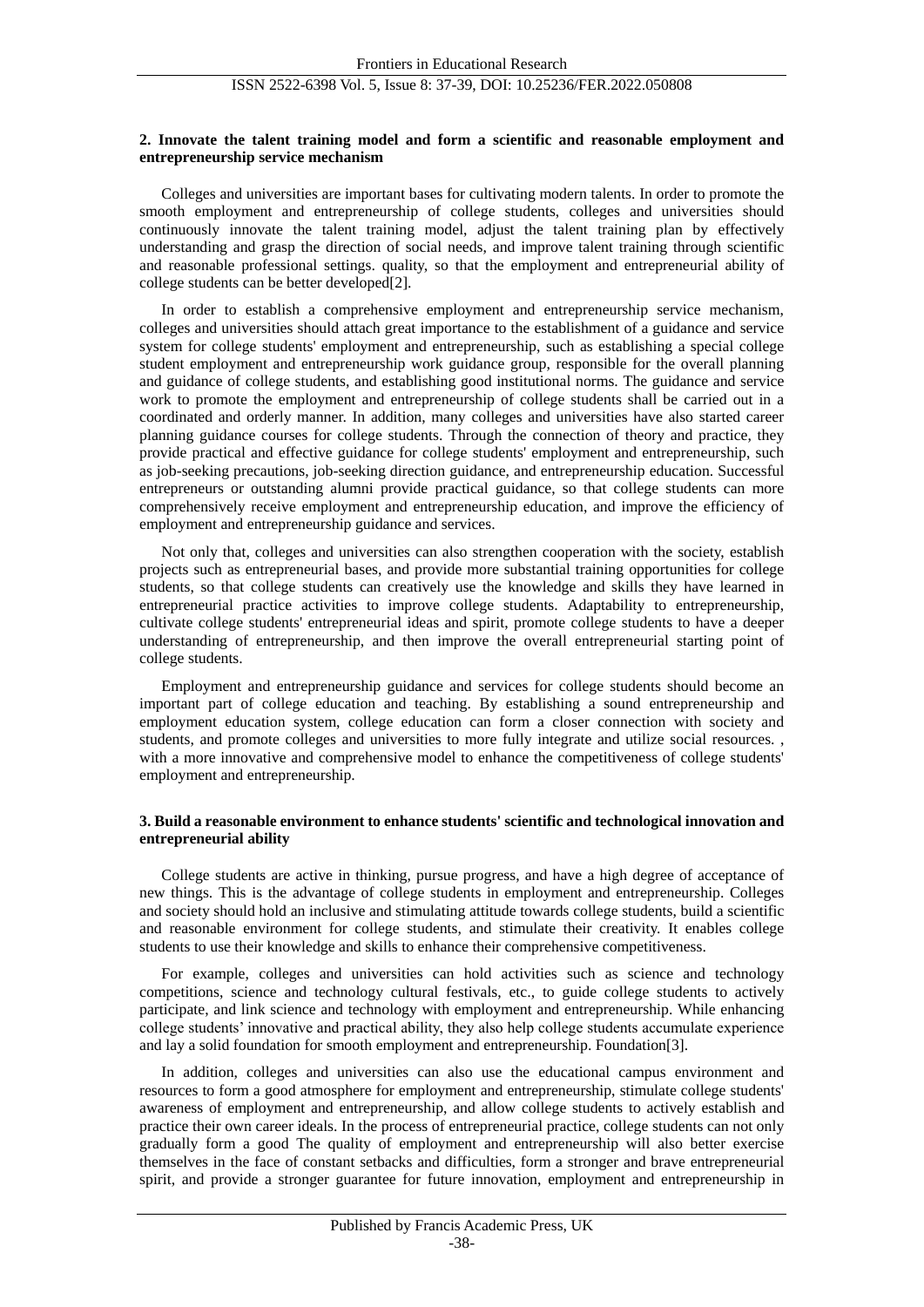### 2. Innovate the talent training model and form a scientific and reasonable employment and entrepreneurship service mechanism

Colleges and universities are important bases for cultivating modern talents. In order to promote the smooth employment and entrepreneurship of college students, colleges and universities should continuously innovate the talent training model, adjust the talent training plan by effectively understanding and grasp the direction of social needs, and improve talent training through scientific and reasonable professional settings. quality, so that the employment and entrepreneurial ability of college students can be better developed[2].

In order to establish a comprehensive employment and entrepreneurship service mechanism, colleges and universities should attach great importance to the establishment of a guidance and service system for college students' employment and entrepreneurship, such as establishing a special college student employment and entrepreneurship work guidance group, responsible for the overall planning and guidance of college students, and establishing good institutional norms. The guidance and service work to promote the employment and entrepreneurship of college students shall be carried out in a coordinated and orderly manner. In addition, many colleges and universities have also started career planning guidance courses for college students. Through the connection of theory and practice, they provide practical and effective guidance for college students' employment and entrepreneurship, such as job-seeking precautions, job-seeking direction guidance, and entrepreneurship education. Successful entrepreneurs or outstanding alumni provide practical guidance, so that college students can more comprehensively receive employment and entrepreneurship education, and improve the efficiency of employment and entrepreneurship guidance and services.

Not only that, colleges and universities can also strengthen cooperation with the society, establish projects such as entrepreneurial bases, and provide more substantial training opportunities for college students, so that college students can creatively use the knowledge and skills they have learned in entrepreneurial practice activities to improve college students. Adaptability to entrepreneurship, cultivate college students' entrepreneurial ideas and spirit, promote college students to have a deeper understanding of entrepreneurship, and then improve the overall entrepreneurial starting point of college students.

Employment and entrepreneurship guidance and services for college students should become an important part of college education and teaching. By establishing a sound entrepreneurship and employment education system, college education can form a closer connection with society and students, and promote colleges and universities to more fully integrate and utilize social resources. , with a more innovative and comprehensive model to enhance the competitiveness of college students' employment and entrepreneurship.

### 3. Build a reasonable environment to enhance students' scientific and technological innovation and entrepreneurial ability

College students are active in thinking, pursue progress, and have a high degree of acceptance of new things. This is the advantage of college students in employment and entrepreneurship. Colleges and society should hold an inclusive and stimulating attitude towards college students, build a scientific and reasonable environment for college students, and stimulate their creativity. It enables college students to use their knowledge and skills to enhance their comprehensive competitiveness.

For example, colleges and universities can hold activities such as science and technology competitions, science and technology cultural festivals, etc., to guide college students to actively participate, and link science and technology with employment and entrepreneurship. While enhancing college students' innovative and practical ability, they also help college students accumulate experience and lay a solid foundation for smooth employment and entrepreneurship. Foundation[3].

In addition, colleges and universities can also use the educational campus environment and resources to form a good atmosphere for employment and entrepreneurship, stimulate college students' awareness of employment and entrepreneurship, and allow college students to actively establish and practice their own career ideals. In the process of entrepreneurial practice, college students can not only gradually form a good The quality of employment and entrepreneurship will also better exercise themselves in the face of constant setbacks and difficulties, form a stronger and brave entrepreneurial spirit, and provide a stronger guarantee for future innovation, employment and entrepreneurship in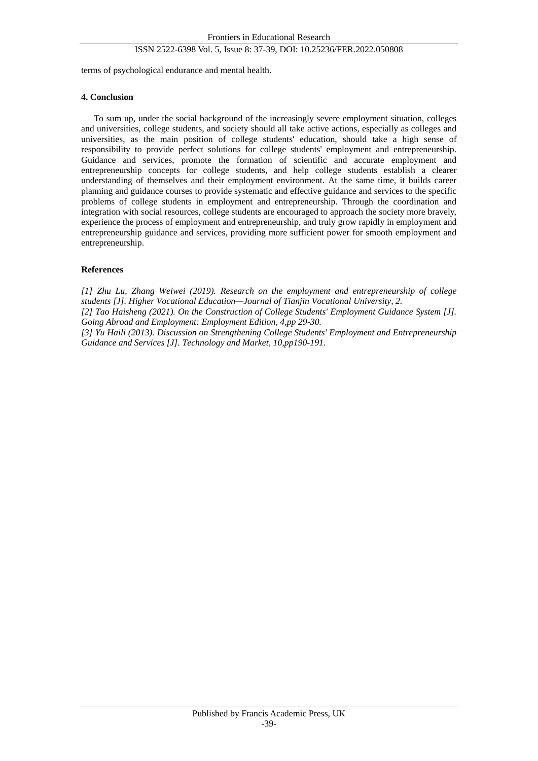terms of psychological endurance and mental health.

## 4. Conclusion

To sum up, under the social background of the increasingly severe employment situation, colleges and universities, college students, and society should all take active actions, especially as colleges and universities, as the main position of college students' education, should take a high sense of responsibility to provide perfect solutions for college students' employment and entrepreneurship. Guidance and services, promote the formation of scientific and accurate employment and entrepreneurship concepts for college students, and help college students establish a clearer understanding of themselves and their employment environment. At the same time, it builds career planning and guidance courses to provide systematic and effective guidance and services to the specific problems of college students in employment and entrepreneurship. Through the coordination and integration with social resources, college students are encouraged to approach the society more bravely, experience the process of employment and entrepreneurship, and truly grow rapidly in employment and entrepreneurship guidance and services, providing more sufficient power for smooth employment and entrepreneurship.

## References

*[1] Zhu Lu, Zhang Weiwei (2019). Research on the employment and entrepreneurship of college students [J]. Higher Vocational Education—Journal of Tianjin Vocational University, 2.*

*[2] Tao Haisheng (2021). On the Construction of College Students' Employment Guidance System [J]. Going Abroad and Employment: Employment Edition, 4,pp 29-30.*

*[3] Yu Haili (2013). Discussion on Strengthening College Students' Employment and Entrepreneurship Guidance and Services [J]. Technology and Market, 10,pp190-191.*